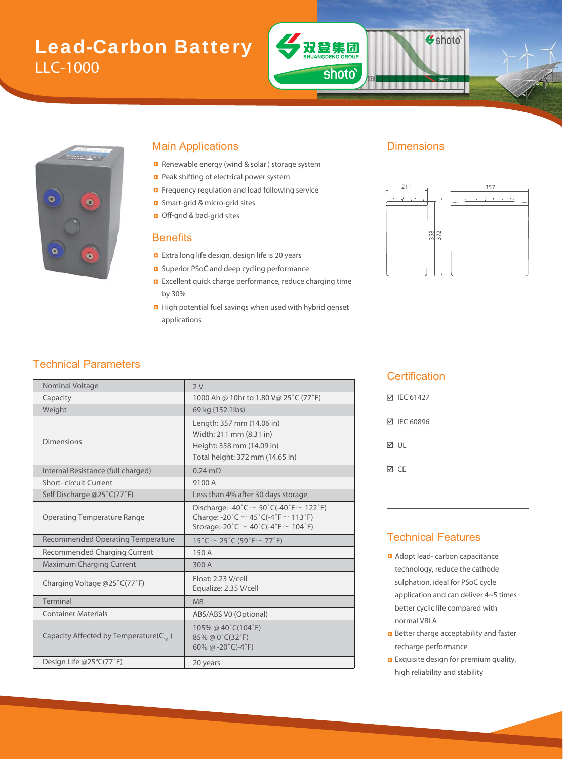# Lead-Carbon Battery

## LLC-1000

## Main Applications

- Renewable energy (wind & solar ) storage system
- Peak shifting of electrical power system
- Frequency regulation and load following service
- Smart-grid & micro-grid sites
- Off-grid & bad-grid sites

## Benefits

- Extra long life design, design life is 20 years
- Superior PSoC and deep cycling performance
- Excellent quick charge performance, reduce charging time by 30%
- High potential fuel savings when used with hybrid genset applications

## Dimensions

211 357 358 372

## Technical Parameters

| Nominal Voltage | 2 V |
|---|---|
| Capacity | 1000 Ah @ 10hr to 1.80 V@ 25˚C (77˚F) |
| Weight | 69 kg (152.1lbs) |
| Dimensions | Length: 357 mm (14.06 in)<br>Width: 211 mm (8.31 in)<br>Height: 358 mm (14.09 in)<br>Total height: 372 mm (14.65 in) |
| Internal Resistance (full charged) | 0.24 mΩ |
| Short- circuit Current | 9100 A |
| Self Discharge @25˚C(77˚F) | Less than 4% after 30 days storage |
| Operating Temperature Range | Discharge: -40˚C ~ 50˚C(-40˚F ~ 122˚F)<br>Charge: -20˚C ~ 45˚C(-4˚F ~ 113˚F)<br>Storage:-20˚C ~ 40˚C(-4˚F ~ 104˚F) |
| Recommended Operating Temperature | 15˚C ~ 25˚C (59˚F ~ 77˚F) |
| Recommended Charging Current | 150 A |
| Maximum Charging Current | 300 A |
| Charging Voltage @25˚C(77˚F) | Float: 2.23 V/cell<br>Equalize: 2.35 V/cell |
| Terminal | M8 |
| Container Materials | ABS/ABS V0 (Optional) |
| Capacity Affected by Temperature($C_{10}$) | 105% @ 40˚C(104˚F)<br>85% @ 0˚C(32˚F)<br>60% @ -20˚C(-4˚F) |
| Design Life @25°C(77˚F) | 20 years |

## Certification

- ☑ IEC 61427
- ☑ IEC 60896
- ☑ UL
- ☑ CE

## Technical Features

- Adopt lead- carbon capacitance technology, reduce the cathode sulphation, ideal for PSoC cycle application and can deliver 4~5 times better cyclic life compared with normal VRLA
- Better charge acceptability and faster recharge performance
- Exquisite design for premium quality, high reliability and stability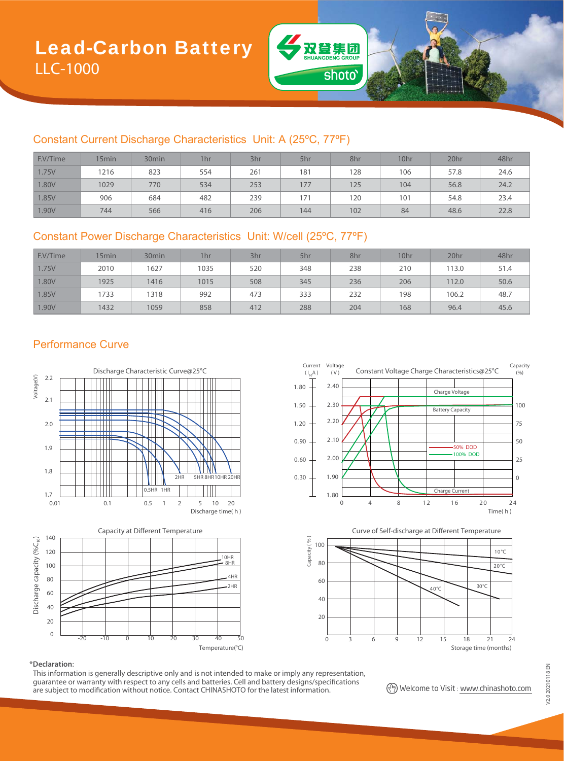# Lead-Carbon Battery

LLC-1000

双登集团 SHUANGDENG GROUP shoto

## Constant Current Discharge Characteristics Unit: A (25ºC, 77ºF)

| F.V/Time | 15min | 30min | 1hr | 3hr | 5hr | 8hr | 10hr | 20hr | 48hr |
|---|---|---|---|---|---|---|---|---|---|
| 1.75V | 1216 | 823 | 554 | 261 | 181 | 128 | 106 | 57.8 | 24.6 |
| 1.80V | 1029 | 770 | 534 | 253 | 177 | 125 | 104 | 56.8 | 24.2 |
| 1.85V | 906 | 684 | 482 | 239 | 171 | 120 | 101 | 54.8 | 23.4 |
| 1.90V | 744 | 566 | 416 | 206 | 144 | 102 | 84 | 48.6 | 22.8 |

## Constant Power Discharge Characteristics Unit: W/cell (25ºC, 77ºF)

| F.V/Time | 15min | 30min | 1hr | 3hr | 5hr | 8hr | 10hr | 20hr | 48hr |
|---|---|---|---|---|---|---|---|---|---|
| 1.75V | 2010 | 1627 | 1035 | 520 | 348 | 238 | 210 | 113.0 | 51.4 |
| 1.80V | 1925 | 1416 | 1015 | 508 | 345 | 236 | 206 | 112.0 | 50.6 |
| 1.85V | 1733 | 1318 | 992 | 473 | 333 | 232 | 198 | 106.2 | 48.7 |
| 1.90V | 1432 | 1059 | 858 | 412 | 288 | 204 | 168 | 96.4 | 45.6 |

## Performance Curve

Discharge Characteristic Curve@25°C

Voltage(V)

2.2
2.1
2.0
1.9
1.8
1.7

0.01 0.1 0.5 1 2 5 10 20

0.5HR 1HR 2HR 5HR 8HR 10HR 20HR

Discharge time( h )

Constant Voltage Charge Characteristics@25°C

Current ($I_{10}$A) Voltage (V) Capacity (%)

1.80 2.40
1.50 2.30 100
1.20 2.20 75
0.90 2.10 50
0.60 2.00 25
0.30 1.90 0
1.80

0 4 8 12 16 20 24

Charge Voltage
Battery Capacity
50% DOD
100% DOD
Charge Current

Time( h )

Capacity at Different Temperature

Discharge capacity (%$C_{10}$)

140
120
100
80
60
40
20
0

-20 -10 0 10 20 30 40 50

10HR
8HR
4HR
2HR

Temperature(°C)

Curve of Self-discharge at Different Temperature

Capacity ( % )

100
80
60
40
20

0 3 6 9 12 15 18 21 24

10°C
20°C
30°C
40°C

Storage time (months)

*Declaration:

This information is generally descriptive only and is not intended to make or imply any representation, guarantee or warranty with respect to any cells and batteries. Cell and battery designs/specifications are subject to modification without notice. Contact CHINASHOTO for the latest information.

Welcome to Visit : www.chinashoto.com

V2.0 20210118 EN